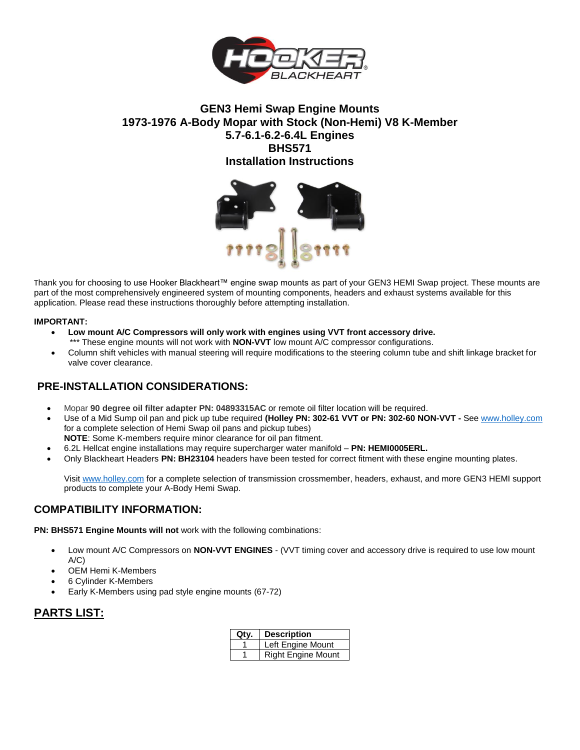# GEN3 Hemi Swap Engine Mounts
# 1973-1976 A-Body Mopar with Stock (Non-Hemi) V8 K-Member
# 5.7-6.1-6.2-6.4L Engines
# BHS571
# Installation Instructions

Thank you for choosing to use Hooker Blackheart™ engine swap mounts as part of your GEN3 HEMI Swap project. These mounts are part of the most comprehensively engineered system of mounting components, headers and exhaust systems available for this application. Please read these instructions thoroughly before attempting installation.

**IMPORTANT:**

- **Low mount A/C Compressors will only work with engines using VVT front accessory drive.**
  *** These engine mounts will not work with **NON-VVT** low mount A/C compressor configurations.
- Column shift vehicles with manual steering will require modifications to the steering column tube and shift linkage bracket for valve cover clearance.

## PRE-INSTALLATION CONSIDERATIONS:

- Mopar **90 degree oil filter adapter PN: 04893315AC** or remote oil filter location will be required.
- Use of a Mid Sump oil pan and pick up tube required **(Holley PN: 302-61 VVT or PN: 302-60 NON-VVT -** See www.holley.com for a complete selection of Hemi Swap oil pans and pickup tubes)
  **NOTE**: Some K-members require minor clearance for oil pan fitment.
- 6.2L Hellcat engine installations may require supercharger water manifold – **PN: HEMI0005ERL.**
- Only Blackheart Headers **PN: BH23104** headers have been tested for correct fitment with these engine mounting plates.

  Visit www.holley.com for a complete selection of transmission crossmember, headers, exhaust, and more GEN3 HEMI support products to complete your A-Body Hemi Swap.

## COMPATIBILITY INFORMATION:

**PN: BHS571 Engine Mounts will not** work with the following combinations:

- Low mount A/C Compressors on **NON-VVT ENGINES** - (VVT timing cover and accessory drive is required to use low mount A/C)
- OEM Hemi K-Members
- 6 Cylinder K-Members
- Early K-Members using pad style engine mounts (67-72)

## PARTS LIST:

| Qty. | Description |
|---|---|
| 1 | Left Engine Mount |
| 1 | Right Engine Mount |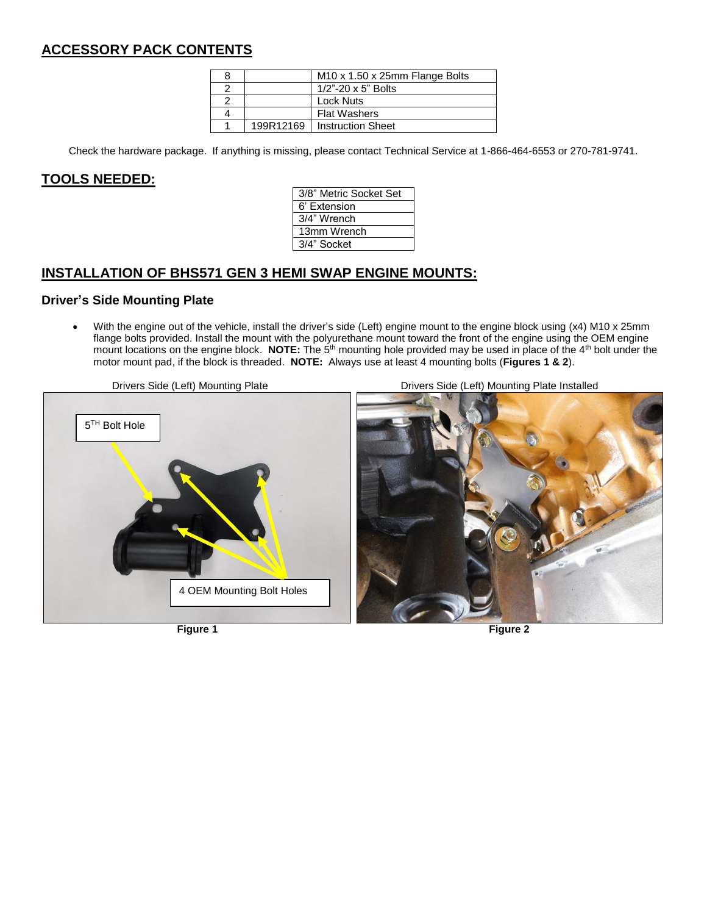## ACCESSORY PACK CONTENTS

| | | |
|---|---|---|
| 8 | | M10 x 1.50 x 25mm Flange Bolts |
| 2 | | 1/2"-20 x 5" Bolts |
| 2 | | Lock Nuts |
| 4 | | Flat Washers |
| 1 | 199R12169 | Instruction Sheet |

Check the hardware package. If anything is missing, please contact Technical Service at 1-866-464-6553 or 270-781-9741.

## TOOLS NEEDED:

| |
|---|
| 3/8" Metric Socket Set |
| 6' Extension |
| 3/4" Wrench |
| 13mm Wrench |
| 3/4" Socket |

## INSTALLATION OF BHS571 GEN 3 HEMI SWAP ENGINE MOUNTS:

### Driver's Side Mounting Plate

- With the engine out of the vehicle, install the driver's side (Left) engine mount to the engine block using (x4) M10 x 25mm flange bolts provided. Install the mount with the polyurethane mount toward the front of the engine using the OEM engine mount locations on the engine block. **NOTE:** The 5th mounting hole provided may be used in place of the 4th bolt under the motor mount pad, if the block is threaded. **NOTE:** Always use at least 4 mounting bolts (**Figures 1 & 2**).

Drivers Side (Left) Mounting Plate

5TH Bolt Hole

4 OEM Mounting Bolt Holes

**Figure 1**

Drivers Side (Left) Mounting Plate Installed

**Figure 2**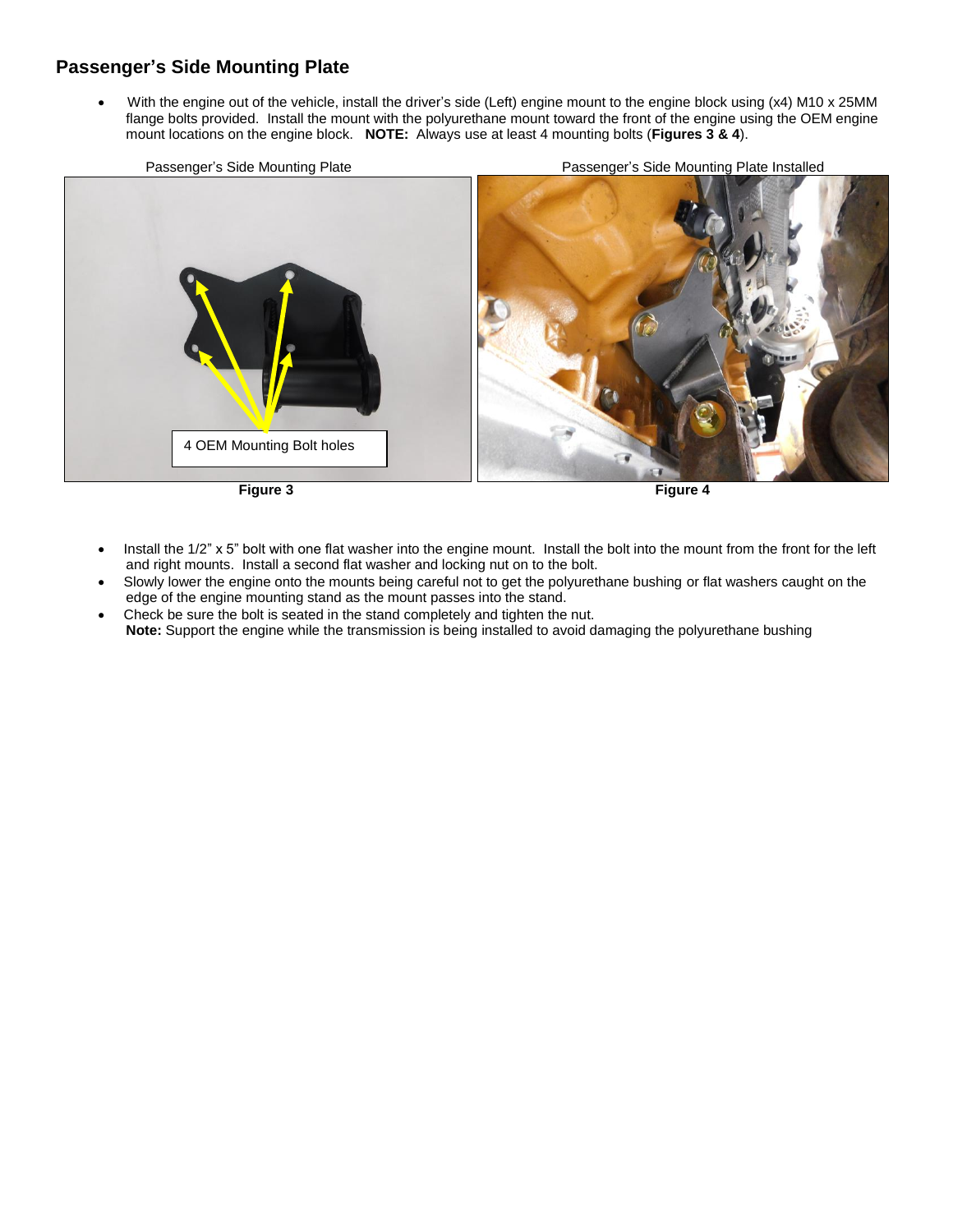## Passenger's Side Mounting Plate

- With the engine out of the vehicle, install the driver's side (Left) engine mount to the engine block using (x4) M10 x 25MM flange bolts provided. Install the mount with the polyurethane mount toward the front of the engine using the OEM engine mount locations on the engine block. **NOTE:** Always use at least 4 mounting bolts (**Figures 3 & 4**).

Passenger's Side Mounting Plate

4 OEM Mounting Bolt holes

**Figure 3**

Passenger's Side Mounting Plate Installed

**Figure 4**

- Install the 1/2" x 5" bolt with one flat washer into the engine mount. Install the bolt into the mount from the front for the left and right mounts. Install a second flat washer and locking nut on to the bolt.
- Slowly lower the engine onto the mounts being careful not to get the polyurethane bushing or flat washers caught on the edge of the engine mounting stand as the mount passes into the stand.
- Check be sure the bolt is seated in the stand completely and tighten the nut.
  **Note:** Support the engine while the transmission is being installed to avoid damaging the polyurethane bushing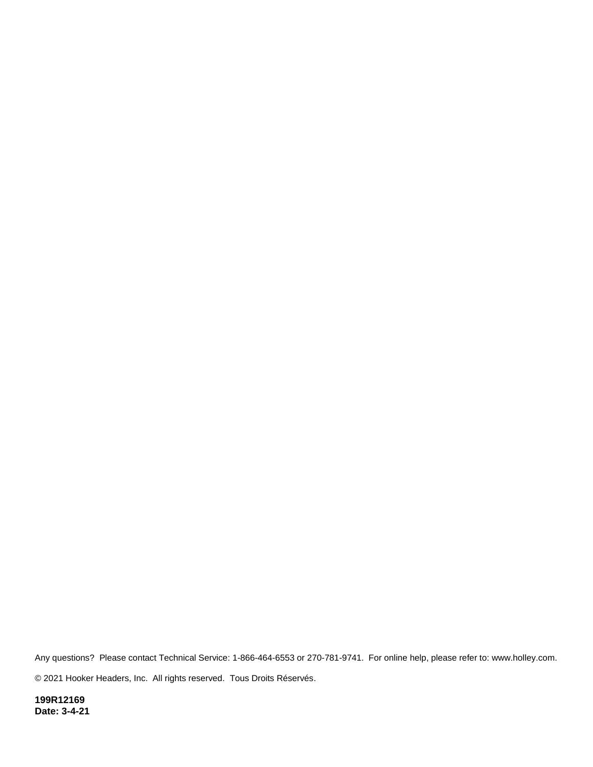Any questions? Please contact Technical Service: 1-866-464-6553 or 270-781-9741. For online help, please refer to: www.holley.com.

© 2021 Hooker Headers, Inc. All rights reserved. Tous Droits Réservés.

**199R12169**
**Date: 3-4-21**